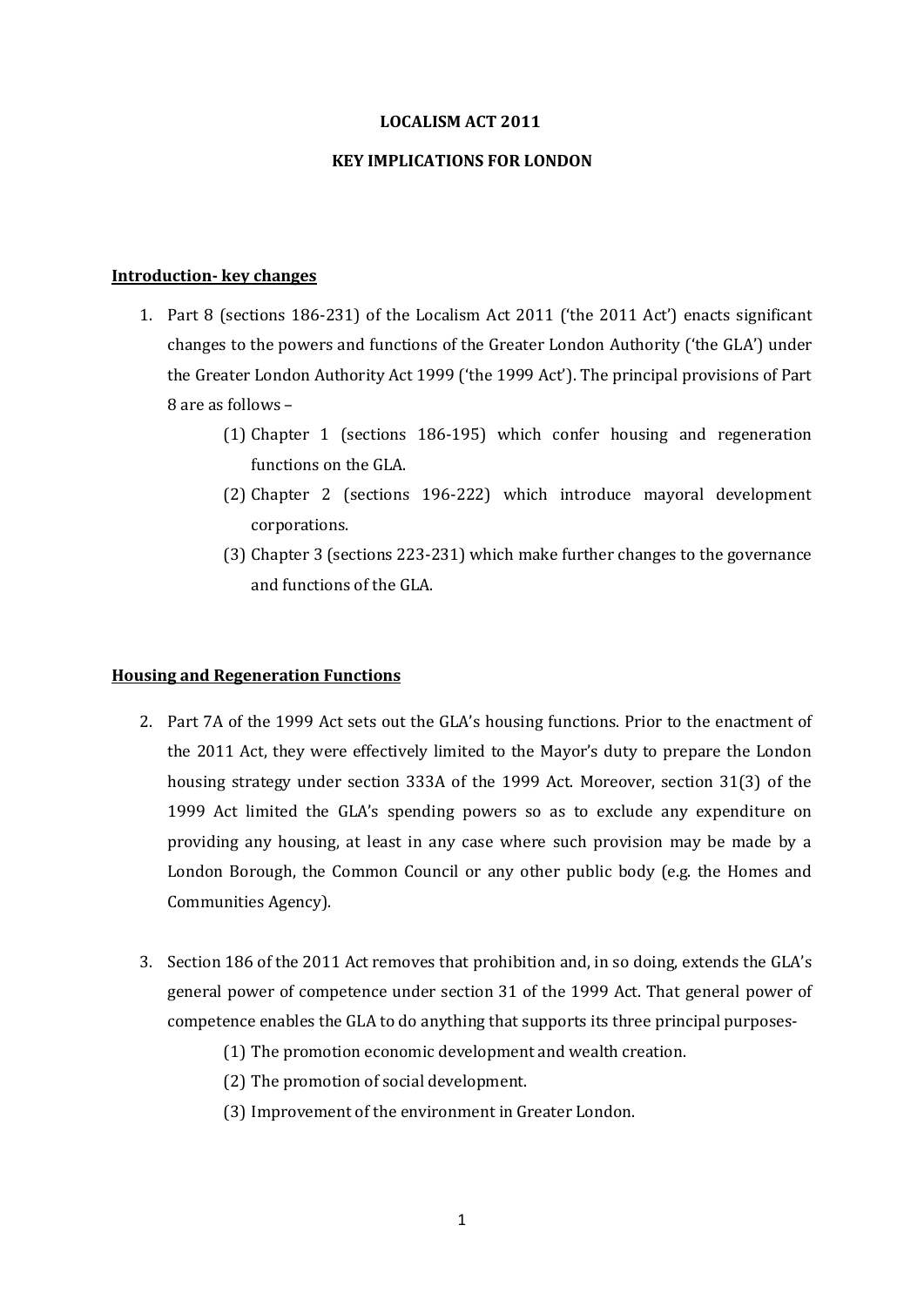**LOCALISM ACT 2011**

**KEY IMPLICATIONS FOR LONDON**

**Introduction- key changes**

1. Part 8 (sections 186-231) of the Localism Act 2011 ('the 2011 Act') enacts significant changes to the powers and functions of the Greater London Authority ('the GLA') under the Greater London Authority Act 1999 ('the 1999 Act'). The principal provisions of Part 8 are as follows –
   (1) Chapter 1 (sections 186-195) which confer housing and regeneration functions on the GLA.
   (2) Chapter 2 (sections 196-222) which introduce mayoral development corporations.
   (3) Chapter 3 (sections 223-231) which make further changes to the governance and functions of the GLA.

**Housing and Regeneration Functions**

2. Part 7A of the 1999 Act sets out the GLA's housing functions. Prior to the enactment of the 2011 Act, they were effectively limited to the Mayor's duty to prepare the London housing strategy under section 333A of the 1999 Act. Moreover, section 31(3) of the 1999 Act limited the GLA's spending powers so as to exclude any expenditure on providing any housing, at least in any case where such provision may be made by a London Borough, the Common Council or any other public body (e.g. the Homes and Communities Agency).

3. Section 186 of the 2011 Act removes that prohibition and, in so doing, extends the GLA's general power of competence under section 31 of the 1999 Act. That general power of competence enables the GLA to do anything that supports its three principal purposes-
   (1) The promotion economic development and wealth creation.
   (2) The promotion of social development.
   (3) Improvement of the environment in Greater London.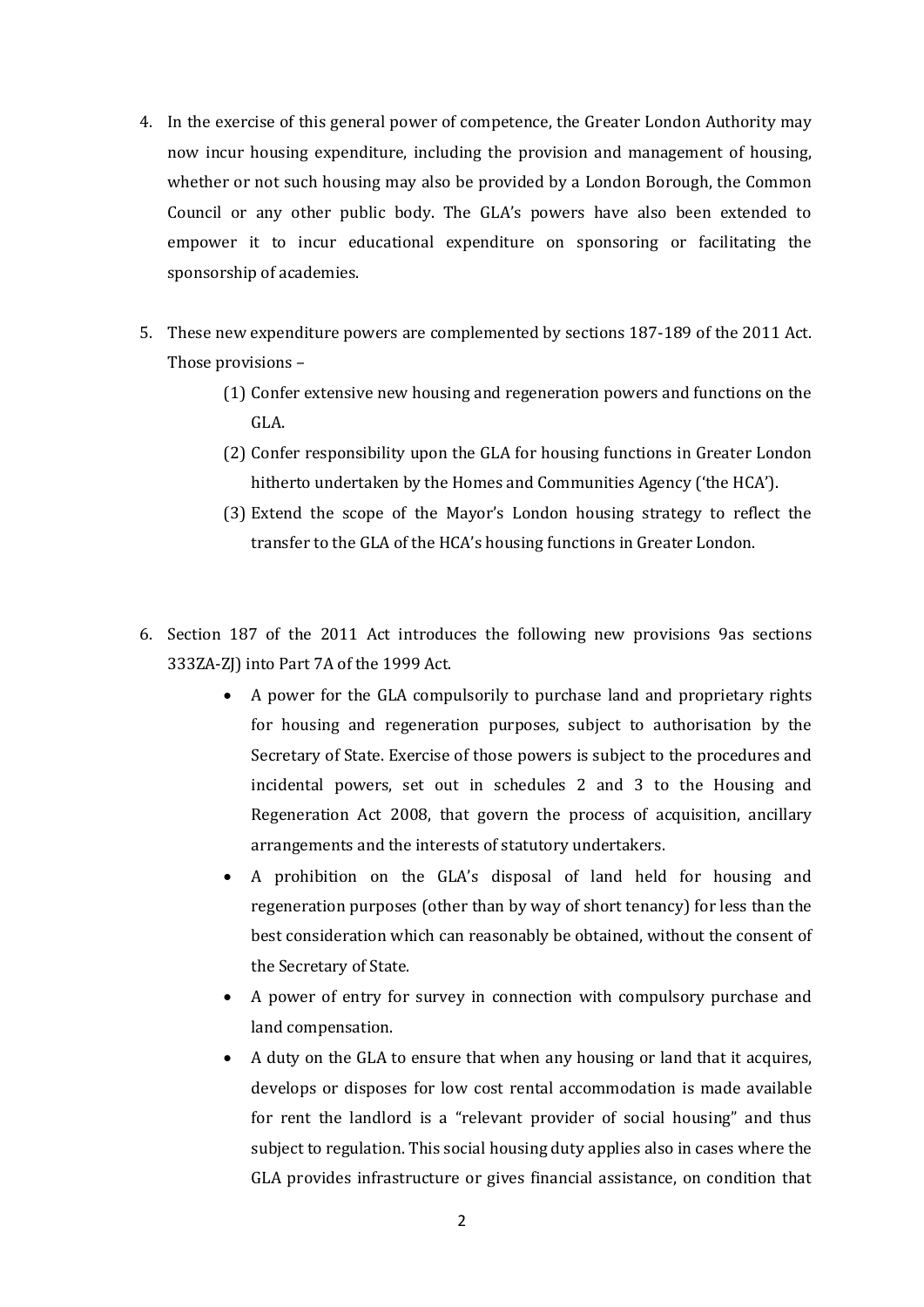4. In the exercise of this general power of competence, the Greater London Authority may now incur housing expenditure, including the provision and management of housing, whether or not such housing may also be provided by a London Borough, the Common Council or any other public body. The GLA's powers have also been extended to empower it to incur educational expenditure on sponsoring or facilitating the sponsorship of academies.

5. These new expenditure powers are complemented by sections 187-189 of the 2011 Act. Those provisions –
   (1) Confer extensive new housing and regeneration powers and functions on the GLA.
   (2) Confer responsibility upon the GLA for housing functions in Greater London hitherto undertaken by the Homes and Communities Agency ('the HCA').
   (3) Extend the scope of the Mayor's London housing strategy to reflect the transfer to the GLA of the HCA's housing functions in Greater London.

6. Section 187 of the 2011 Act introduces the following new provisions 9as sections 333ZA-ZJ) into Part 7A of the 1999 Act.
   - A power for the GLA compulsorily to purchase land and proprietary rights for housing and regeneration purposes, subject to authorisation by the Secretary of State. Exercise of those powers is subject to the procedures and incidental powers, set out in schedules 2 and 3 to the Housing and Regeneration Act 2008, that govern the process of acquisition, ancillary arrangements and the interests of statutory undertakers.
   - A prohibition on the GLA's disposal of land held for housing and regeneration purposes (other than by way of short tenancy) for less than the best consideration which can reasonably be obtained, without the consent of the Secretary of State.
   - A power of entry for survey in connection with compulsory purchase and land compensation.
   - A duty on the GLA to ensure that when any housing or land that it acquires, develops or disposes for low cost rental accommodation is made available for rent the landlord is a "relevant provider of social housing" and thus subject to regulation. This social housing duty applies also in cases where the GLA provides infrastructure or gives financial assistance, on condition that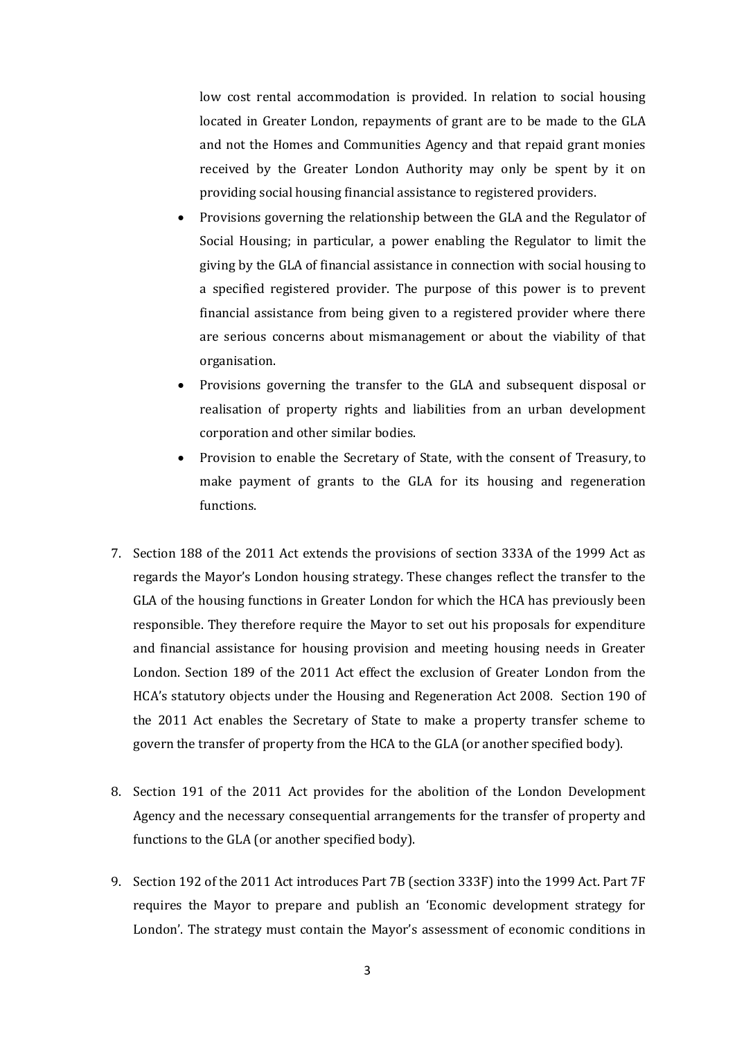low cost rental accommodation is provided. In relation to social housing located in Greater London, repayments of grant are to be made to the GLA and not the Homes and Communities Agency and that repaid grant monies received by the Greater London Authority may only be spent by it on providing social housing financial assistance to registered providers.

- Provisions governing the relationship between the GLA and the Regulator of Social Housing; in particular, a power enabling the Regulator to limit the giving by the GLA of financial assistance in connection with social housing to a specified registered provider. The purpose of this power is to prevent financial assistance from being given to a registered provider where there are serious concerns about mismanagement or about the viability of that organisation.
- Provisions governing the transfer to the GLA and subsequent disposal or realisation of property rights and liabilities from an urban development corporation and other similar bodies.
- Provision to enable the Secretary of State, with the consent of Treasury, to make payment of grants to the GLA for its housing and regeneration functions.

7. Section 188 of the 2011 Act extends the provisions of section 333A of the 1999 Act as regards the Mayor's London housing strategy. These changes reflect the transfer to the GLA of the housing functions in Greater London for which the HCA has previously been responsible. They therefore require the Mayor to set out his proposals for expenditure and financial assistance for housing provision and meeting housing needs in Greater London. Section 189 of the 2011 Act effect the exclusion of Greater London from the HCA's statutory objects under the Housing and Regeneration Act 2008. Section 190 of the 2011 Act enables the Secretary of State to make a property transfer scheme to govern the transfer of property from the HCA to the GLA (or another specified body).

8. Section 191 of the 2011 Act provides for the abolition of the London Development Agency and the necessary consequential arrangements for the transfer of property and functions to the GLA (or another specified body).

9. Section 192 of the 2011 Act introduces Part 7B (section 333F) into the 1999 Act. Part 7F requires the Mayor to prepare and publish an 'Economic development strategy for London'. The strategy must contain the Mayor's assessment of economic conditions in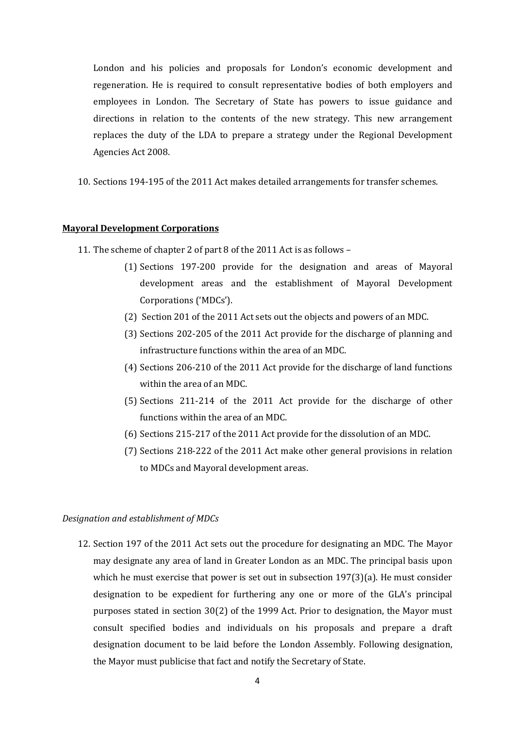London and his policies and proposals for London's economic development and regeneration. He is required to consult representative bodies of both employers and employees in London. The Secretary of State has powers to issue guidance and directions in relation to the contents of the new strategy. This new arrangement replaces the duty of the LDA to prepare a strategy under the Regional Development Agencies Act 2008.

10. Sections 194-195 of the 2011 Act makes detailed arrangements for transfer schemes.

**Mayoral Development Corporations**

11. The scheme of chapter 2 of part 8 of the 2011 Act is as follows –
    (1) Sections 197-200 provide for the designation and areas of Mayoral development areas and the establishment of Mayoral Development Corporations ('MDCs').
    (2) Section 201 of the 2011 Act sets out the objects and powers of an MDC.
    (3) Sections 202-205 of the 2011 Act provide for the discharge of planning and infrastructure functions within the area of an MDC.
    (4) Sections 206-210 of the 2011 Act provide for the discharge of land functions within the area of an MDC.
    (5) Sections 211-214 of the 2011 Act provide for the discharge of other functions within the area of an MDC.
    (6) Sections 215-217 of the 2011 Act provide for the dissolution of an MDC.
    (7) Sections 218-222 of the 2011 Act make other general provisions in relation to MDCs and Mayoral development areas.

*Designation and establishment of MDCs*

12. Section 197 of the 2011 Act sets out the procedure for designating an MDC. The Mayor may designate any area of land in Greater London as an MDC. The principal basis upon which he must exercise that power is set out in subsection 197(3)(a). He must consider designation to be expedient for furthering any one or more of the GLA's principal purposes stated in section 30(2) of the 1999 Act. Prior to designation, the Mayor must consult specified bodies and individuals on his proposals and prepare a draft designation document to be laid before the London Assembly. Following designation, the Mayor must publicise that fact and notify the Secretary of State.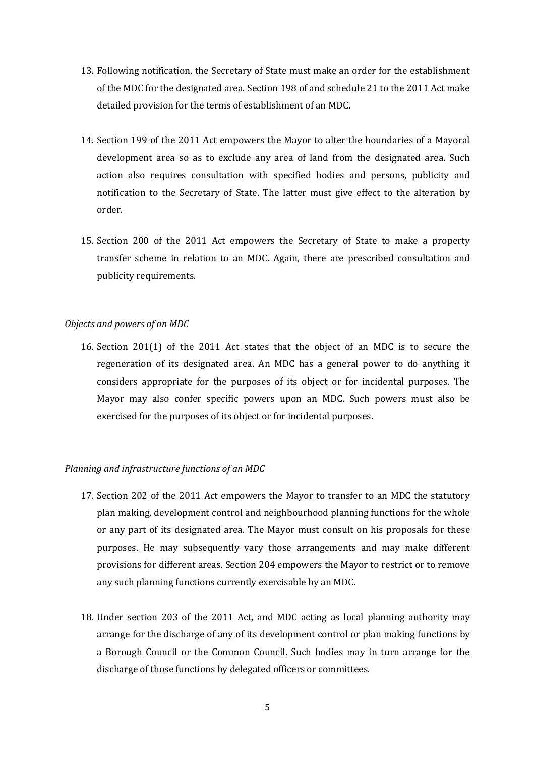13. Following notification, the Secretary of State must make an order for the establishment of the MDC for the designated area. Section 198 of and schedule 21 to the 2011 Act make detailed provision for the terms of establishment of an MDC.

14. Section 199 of the 2011 Act empowers the Mayor to alter the boundaries of a Mayoral development area so as to exclude any area of land from the designated area. Such action also requires consultation with specified bodies and persons, publicity and notification to the Secretary of State. The latter must give effect to the alteration by order.

15. Section 200 of the 2011 Act empowers the Secretary of State to make a property transfer scheme in relation to an MDC. Again, there are prescribed consultation and publicity requirements.

*Objects and powers of an MDC*

16. Section 201(1) of the 2011 Act states that the object of an MDC is to secure the regeneration of its designated area. An MDC has a general power to do anything it considers appropriate for the purposes of its object or for incidental purposes. The Mayor may also confer specific powers upon an MDC. Such powers must also be exercised for the purposes of its object or for incidental purposes.

*Planning and infrastructure functions of an MDC*

17. Section 202 of the 2011 Act empowers the Mayor to transfer to an MDC the statutory plan making, development control and neighbourhood planning functions for the whole or any part of its designated area. The Mayor must consult on his proposals for these purposes. He may subsequently vary those arrangements and may make different provisions for different areas. Section 204 empowers the Mayor to restrict or to remove any such planning functions currently exercisable by an MDC.

18. Under section 203 of the 2011 Act, and MDC acting as local planning authority may arrange for the discharge of any of its development control or plan making functions by a Borough Council or the Common Council. Such bodies may in turn arrange for the discharge of those functions by delegated officers or committees.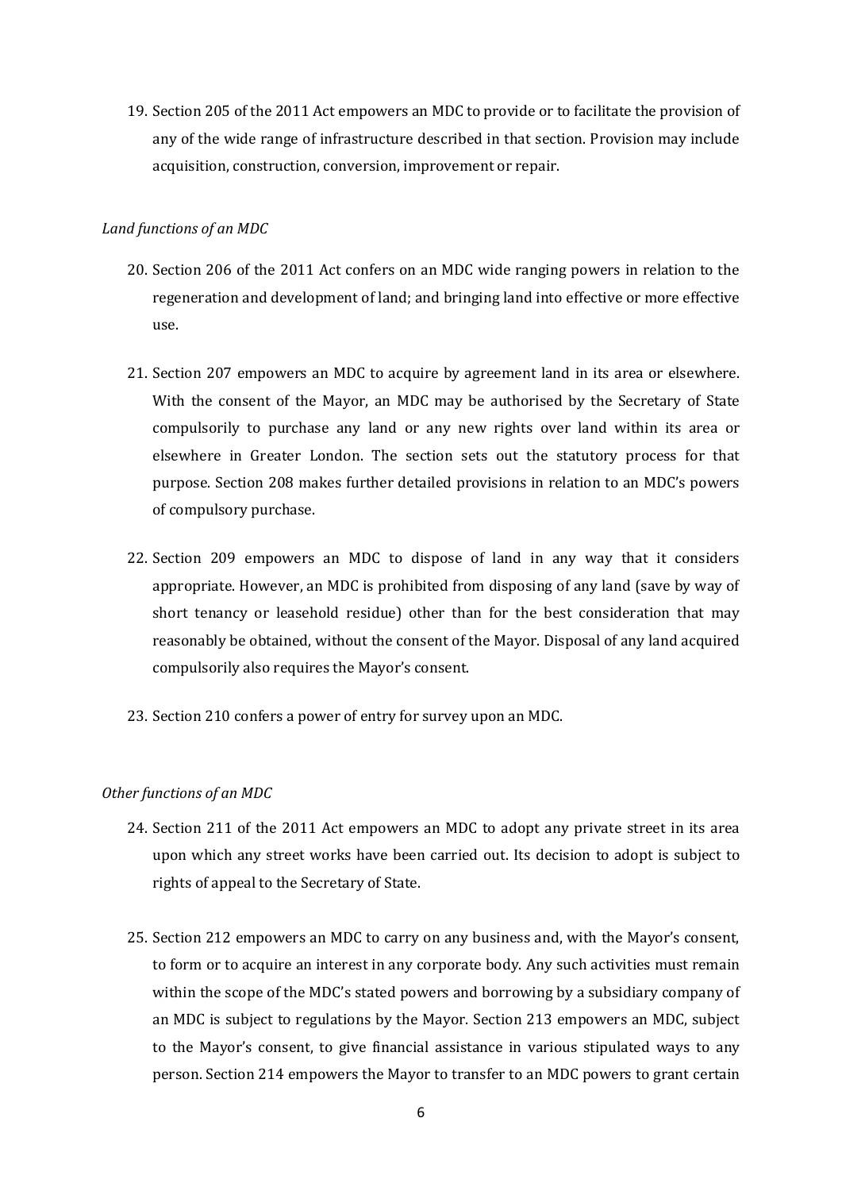19. Section 205 of the 2011 Act empowers an MDC to provide or to facilitate the provision of any of the wide range of infrastructure described in that section. Provision may include acquisition, construction, conversion, improvement or repair.

*Land functions of an MDC*

20. Section 206 of the 2011 Act confers on an MDC wide ranging powers in relation to the regeneration and development of land; and bringing land into effective or more effective use.

21. Section 207 empowers an MDC to acquire by agreement land in its area or elsewhere. With the consent of the Mayor, an MDC may be authorised by the Secretary of State compulsorily to purchase any land or any new rights over land within its area or elsewhere in Greater London. The section sets out the statutory process for that purpose. Section 208 makes further detailed provisions in relation to an MDC's powers of compulsory purchase.

22. Section 209 empowers an MDC to dispose of land in any way that it considers appropriate. However, an MDC is prohibited from disposing of any land (save by way of short tenancy or leasehold residue) other than for the best consideration that may reasonably be obtained, without the consent of the Mayor. Disposal of any land acquired compulsorily also requires the Mayor's consent.

23. Section 210 confers a power of entry for survey upon an MDC.

*Other functions of an MDC*

24. Section 211 of the 2011 Act empowers an MDC to adopt any private street in its area upon which any street works have been carried out. Its decision to adopt is subject to rights of appeal to the Secretary of State.

25. Section 212 empowers an MDC to carry on any business and, with the Mayor's consent, to form or to acquire an interest in any corporate body. Any such activities must remain within the scope of the MDC's stated powers and borrowing by a subsidiary company of an MDC is subject to regulations by the Mayor. Section 213 empowers an MDC, subject to the Mayor's consent, to give financial assistance in various stipulated ways to any person. Section 214 empowers the Mayor to transfer to an MDC powers to grant certain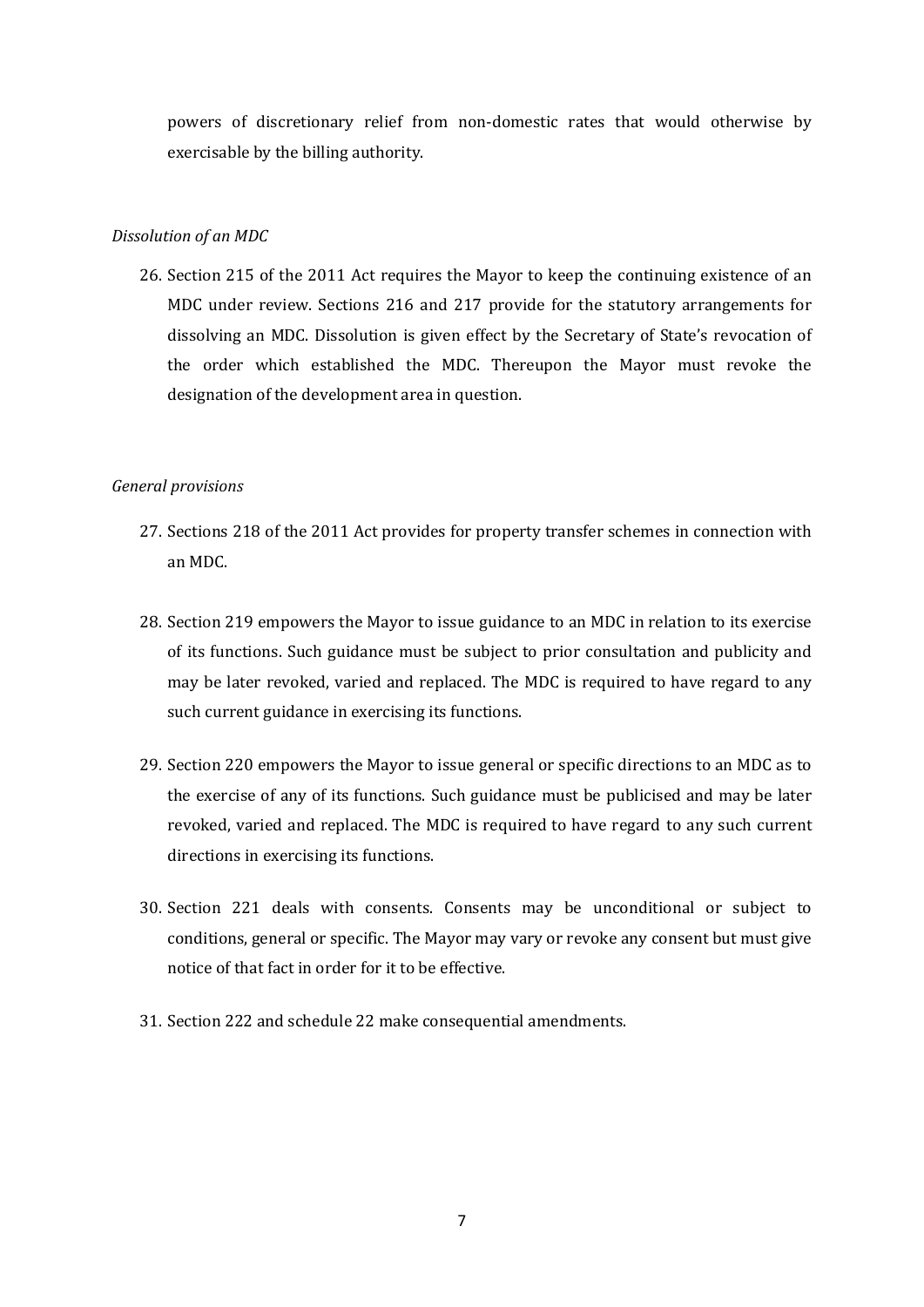powers of discretionary relief from non-domestic rates that would otherwise by exercisable by the billing authority.

*Dissolution of an MDC*

26. Section 215 of the 2011 Act requires the Mayor to keep the continuing existence of an MDC under review. Sections 216 and 217 provide for the statutory arrangements for dissolving an MDC. Dissolution is given effect by the Secretary of State's revocation of the order which established the MDC. Thereupon the Mayor must revoke the designation of the development area in question.

*General provisions*

27. Sections 218 of the 2011 Act provides for property transfer schemes in connection with an MDC.

28. Section 219 empowers the Mayor to issue guidance to an MDC in relation to its exercise of its functions. Such guidance must be subject to prior consultation and publicity and may be later revoked, varied and replaced. The MDC is required to have regard to any such current guidance in exercising its functions.

29. Section 220 empowers the Mayor to issue general or specific directions to an MDC as to the exercise of any of its functions. Such guidance must be publicised and may be later revoked, varied and replaced. The MDC is required to have regard to any such current directions in exercising its functions.

30. Section 221 deals with consents. Consents may be unconditional or subject to conditions, general or specific. The Mayor may vary or revoke any consent but must give notice of that fact in order for it to be effective.

31. Section 222 and schedule 22 make consequential amendments.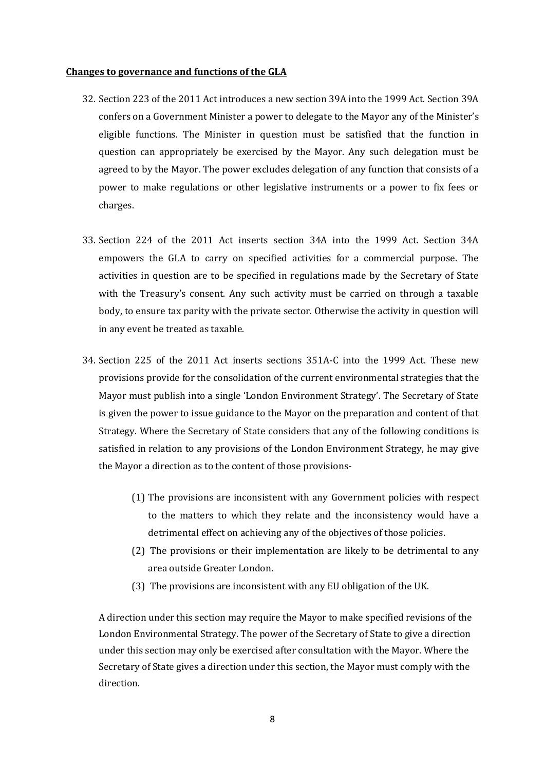**Changes to governance and functions of the GLA**

32. Section 223 of the 2011 Act introduces a new section 39A into the 1999 Act. Section 39A confers on a Government Minister a power to delegate to the Mayor any of the Minister's eligible functions. The Minister in question must be satisfied that the function in question can appropriately be exercised by the Mayor. Any such delegation must be agreed to by the Mayor. The power excludes delegation of any function that consists of a power to make regulations or other legislative instruments or a power to fix fees or charges.

33. Section 224 of the 2011 Act inserts section 34A into the 1999 Act. Section 34A empowers the GLA to carry on specified activities for a commercial purpose. The activities in question are to be specified in regulations made by the Secretary of State with the Treasury's consent. Any such activity must be carried on through a taxable body, to ensure tax parity with the private sector. Otherwise the activity in question will in any event be treated as taxable.

34. Section 225 of the 2011 Act inserts sections 351A-C into the 1999 Act. These new provisions provide for the consolidation of the current environmental strategies that the Mayor must publish into a single 'London Environment Strategy'. The Secretary of State is given the power to issue guidance to the Mayor on the preparation and content of that Strategy. Where the Secretary of State considers that any of the following conditions is satisfied in relation to any provisions of the London Environment Strategy, he may give the Mayor a direction as to the content of those provisions-

    (1) The provisions are inconsistent with any Government policies with respect to the matters to which they relate and the inconsistency would have a detrimental effect on achieving any of the objectives of those policies.
    (2) The provisions or their implementation are likely to be detrimental to any area outside Greater London.
    (3) The provisions are inconsistent with any EU obligation of the UK.

    A direction under this section may require the Mayor to make specified revisions of the London Environmental Strategy. The power of the Secretary of State to give a direction under this section may only be exercised after consultation with the Mayor. Where the Secretary of State gives a direction under this section, the Mayor must comply with the direction.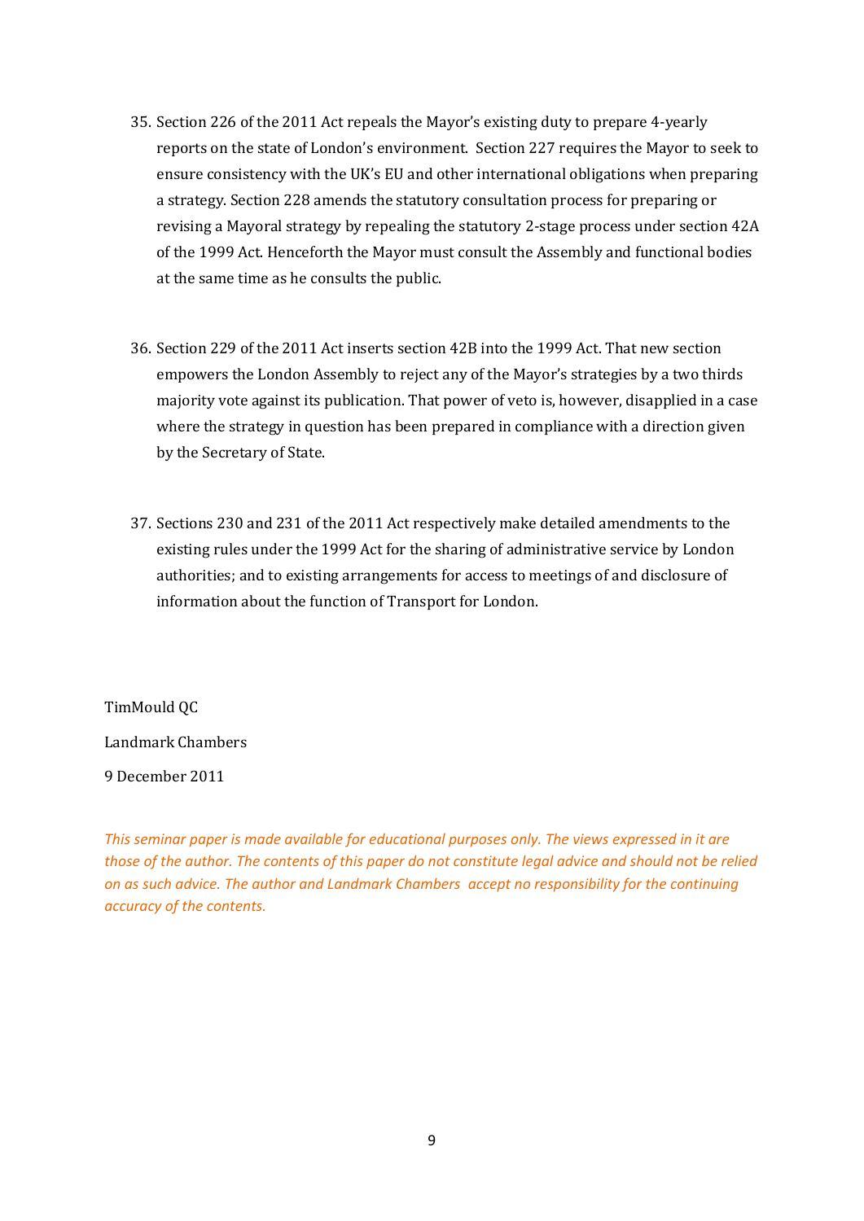35. Section 226 of the 2011 Act repeals the Mayor's existing duty to prepare 4-yearly reports on the state of London's environment. Section 227 requires the Mayor to seek to ensure consistency with the UK's EU and other international obligations when preparing a strategy. Section 228 amends the statutory consultation process for preparing or revising a Mayoral strategy by repealing the statutory 2-stage process under section 42A of the 1999 Act. Henceforth the Mayor must consult the Assembly and functional bodies at the same time as he consults the public.

36. Section 229 of the 2011 Act inserts section 42B into the 1999 Act. That new section empowers the London Assembly to reject any of the Mayor's strategies by a two thirds majority vote against its publication. That power of veto is, however, disapplied in a case where the strategy in question has been prepared in compliance with a direction given by the Secretary of State.

37. Sections 230 and 231 of the 2011 Act respectively make detailed amendments to the existing rules under the 1999 Act for the sharing of administrative service by London authorities; and to existing arrangements for access to meetings of and disclosure of information about the function of Transport for London.

TimMould QC

Landmark Chambers

9 December 2011

*This seminar paper is made available for educational purposes only. The views expressed in it are those of the author. The contents of this paper do not constitute legal advice and should not be relied on as such advice. The author and Landmark Chambers accept no responsibility for the continuing accuracy of the contents.*